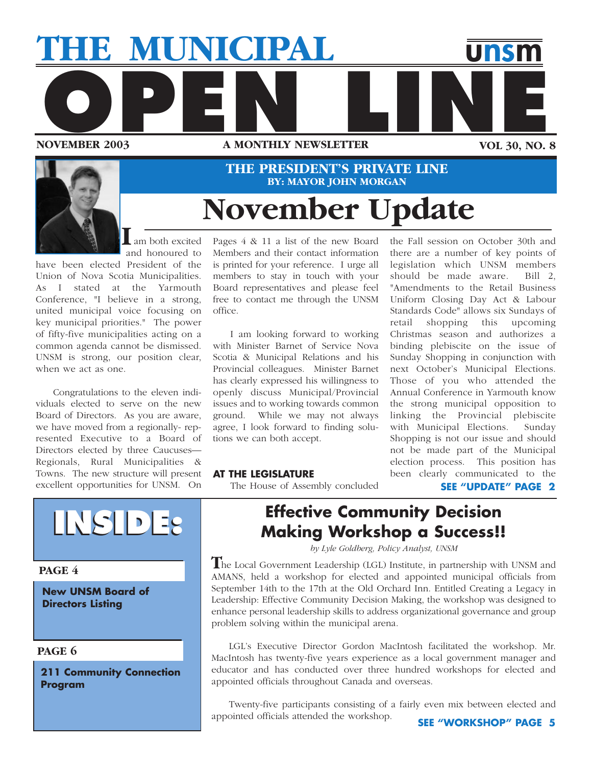# THE MUNICIPAL OPEN LINE

unsm

**NOVEMBER 2003** — **A MONTHLY NEWSLETTER** — **VOL 30, NO. 8**

## THE PRESIDENT'S PRIVATE LINE

**BY: MAYOR JOHN MORGAN**

# November Update

I am both excited and honoured to have been elected President of the Union of Nova Scotia Municipalities. As I stated at the Yarmouth Conference, "I believe in a strong, united municipal voice focusing on key municipal priorities." The power of fifty-five municipalities acting on a common agenda cannot be dismissed. UNSM is strong, our position clear, when we act as one.

Congratulations to the eleven individuals elected to serve on the new Board of Directors. As you are aware, we have moved from a regionally- represented Executive to a Board of Directors elected by three Caucuses—Regionals, Rural Municipalities & Towns. The new structure will present excellent opportunities for UNSM. On Pages 4 & 11 a list of the new Board Members and their contact information is printed for your reference. I urge all members to stay in touch with your Board representatives and please feel free to contact me through the UNSM office.

I am looking forward to working with Minister Barnet of Service Nova Scotia & Municipal Relations and his Provincial colleagues. Minister Barnet has clearly expressed his willingness to openly discuss Municipal/Provincial issues and to working towards common ground. While we may not always agree, I look forward to finding solutions we can both accept.

**AT THE LEGISLATURE**

The House of Assembly concluded the Fall session on October 30th and there are a number of key points of legislation which UNSM members should be made aware. Bill 2, "Amendments to the Retail Business Uniform Closing Day Act & Labour Standards Code" allows six Sundays of retail shopping this upcoming Christmas season and authorizes a binding plebiscite on the issue of Sunday Shopping in conjunction with next October's Municipal Elections. Those of you who attended the Annual Conference in Yarmouth know the strong municipal opposition to linking the Provincial plebiscite with Municipal Elections. Sunday Shopping is not our issue and should not be made part of the Municipal election process. This position has been clearly communicated to the

**SEE "UPDATE" PAGE 2**

## INSIDE:

**PAGE 4**

**New UNSM Board of Directors Listing**

**PAGE 6**

**211 Community Connection Program**

## Effective Community Decision Making Workshop a Success!!

*by Lyle Goldberg, Policy Analyst, UNSM*

The Local Government Leadership (LGL) Institute, in partnership with UNSM and AMANS, held a workshop for elected and appointed municipal officials from September 14th to the 17th at the Old Orchard Inn. Entitled Creating a Legacy in Leadership: Effective Community Decision Making, the workshop was designed to enhance personal leadership skills to address organizational governance and group problem solving within the municipal arena.

LGL's Executive Director Gordon MacIntosh facilitated the workshop. Mr. MacIntosh has twenty-five years experience as a local government manager and educator and has conducted over three hundred workshops for elected and appointed officials throughout Canada and overseas.

Twenty-five participants consisting of a fairly even mix between elected and appointed officials attended the workshop.

**SEE "WORKSHOP" PAGE 5**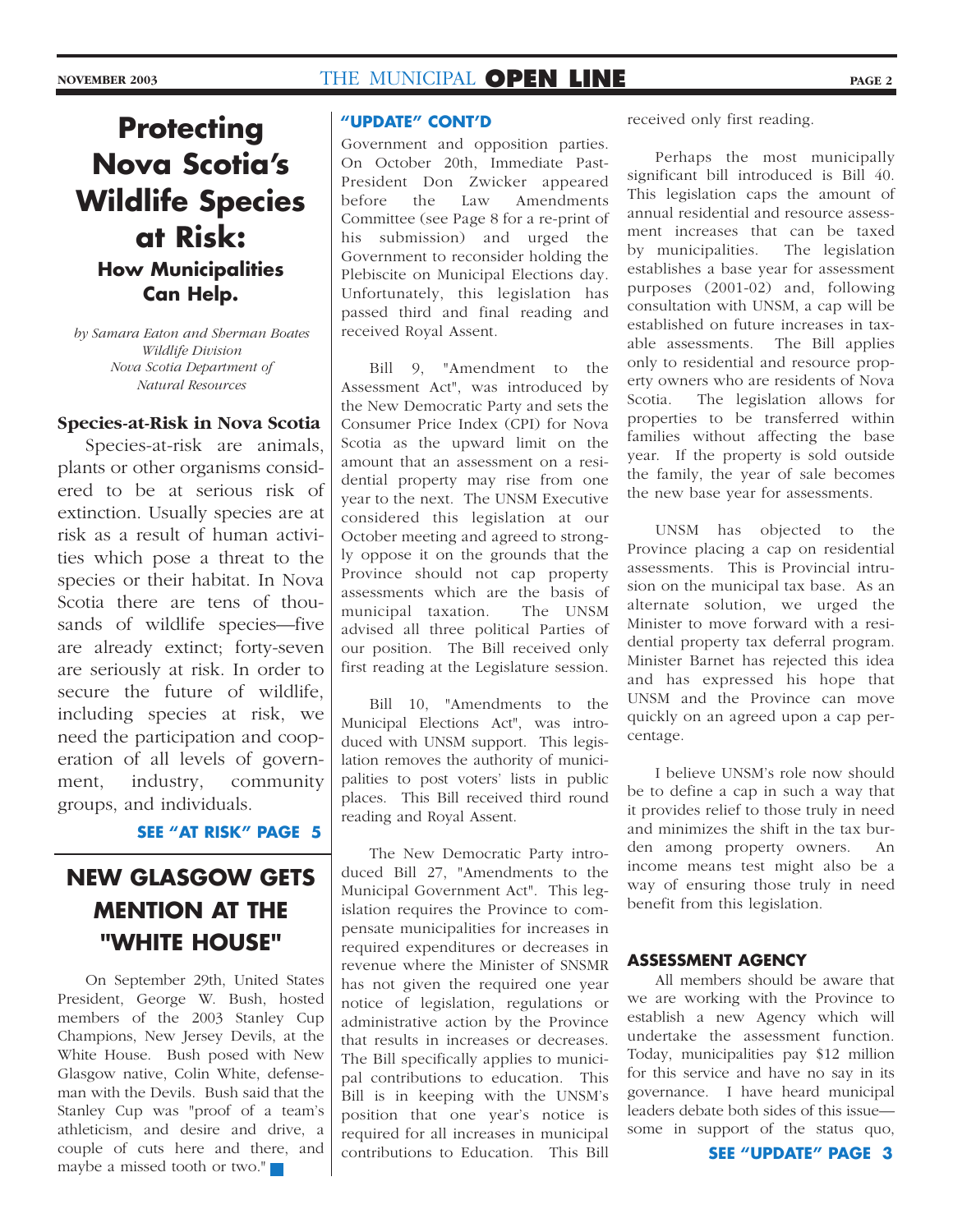# Protecting Nova Scotia's Wildlife Species at Risk:

## How Municipalities Can Help.

*by Samara Eaton and Sherman Boates*
*Wildlife Division*
*Nova Scotia Department of Natural Resources*

### Species-at-Risk in Nova Scotia

Species-at-risk are animals, plants or other organisms considered to be at serious risk of extinction. Usually species are at risk as a result of human activities which pose a threat to the species or their habitat. In Nova Scotia there are tens of thousands of wildlife species—five are already extinct; forty-seven are seriously at risk. In order to secure the future of wildlife, including species at risk, we need the participation and cooperation of all levels of government, industry, community groups, and individuals.

**SEE "AT RISK" PAGE 5**

## NEW GLASGOW GETS MENTION AT THE "WHITE HOUSE"

On September 29th, United States President, George W. Bush, hosted members of the 2003 Stanley Cup Champions, New Jersey Devils, at the White House. Bush posed with New Glasgow native, Colin White, defenseman with the Devils. Bush said that the Stanley Cup was "proof of a team's athleticism, and desire and drive, a couple of cuts here and there, and maybe a missed tooth or two."

### "UPDATE" CONT'D

Government and opposition parties. On October 20th, Immediate Past-President Don Zwicker appeared before the Law Amendments Committee (see Page 8 for a re-print of his submission) and urged the Government to reconsider holding the Plebiscite on Municipal Elections day. Unfortunately, this legislation has passed third and final reading and received Royal Assent.

Bill 9, "Amendment to the Assessment Act", was introduced by the New Democratic Party and sets the Consumer Price Index (CPI) for Nova Scotia as the upward limit on the amount that an assessment on a residential property may rise from one year to the next. The UNSM Executive considered this legislation at our October meeting and agreed to strongly oppose it on the grounds that the Province should not cap property assessments which are the basis of municipal taxation. The UNSM advised all three political Parties of our position. The Bill received only first reading at the Legislature session.

Bill 10, "Amendments to the Municipal Elections Act", was introduced with UNSM support. This legislation removes the authority of municipalities to post voters' lists in public places. This Bill received third round reading and Royal Assent.

The New Democratic Party introduced Bill 27, "Amendments to the Municipal Government Act". This legislation requires the Province to compensate municipalities for increases in required expenditures or decreases in revenue where the Minister of SNSMR has not given the required one year notice of legislation, regulations or administrative action by the Province that results in increases or decreases. The Bill specifically applies to municipal contributions to education. This Bill is in keeping with the UNSM's position that one year's notice is required for all increases in municipal contributions to Education. This Bill received only first reading.

Perhaps the most municipally significant bill introduced is Bill 40. This legislation caps the amount of annual residential and resource assessment increases that can be taxed by municipalities. The legislation establishes a base year for assessment purposes (2001-02) and, following consultation with UNSM, a cap will be established on future increases in taxable assessments. The Bill applies only to residential and resource property owners who are residents of Nova Scotia. The legislation allows for properties to be transferred within families without affecting the base year. If the property is sold outside the family, the year of sale becomes the new base year for assessments.

UNSM has objected to the Province placing a cap on residential assessments. This is Provincial intrusion on the municipal tax base. As an alternate solution, we urged the Minister to move forward with a residential property tax deferral program. Minister Barnet has rejected this idea and has expressed his hope that UNSM and the Province can move quickly on an agreed upon a cap percentage.

I believe UNSM's role now should be to define a cap in such a way that it provides relief to those truly in need and minimizes the shift in the tax burden among property owners. An income means test might also be a way of ensuring those truly in need benefit from this legislation.

### ASSESSMENT AGENCY

All members should be aware that we are working with the Province to establish a new Agency which will undertake the assessment function. Today, municipalities pay $12 million for this service and have no say in its governance. I have heard municipal leaders debate both sides of this issue—some in support of the status quo,

**SEE "UPDATE" PAGE 3**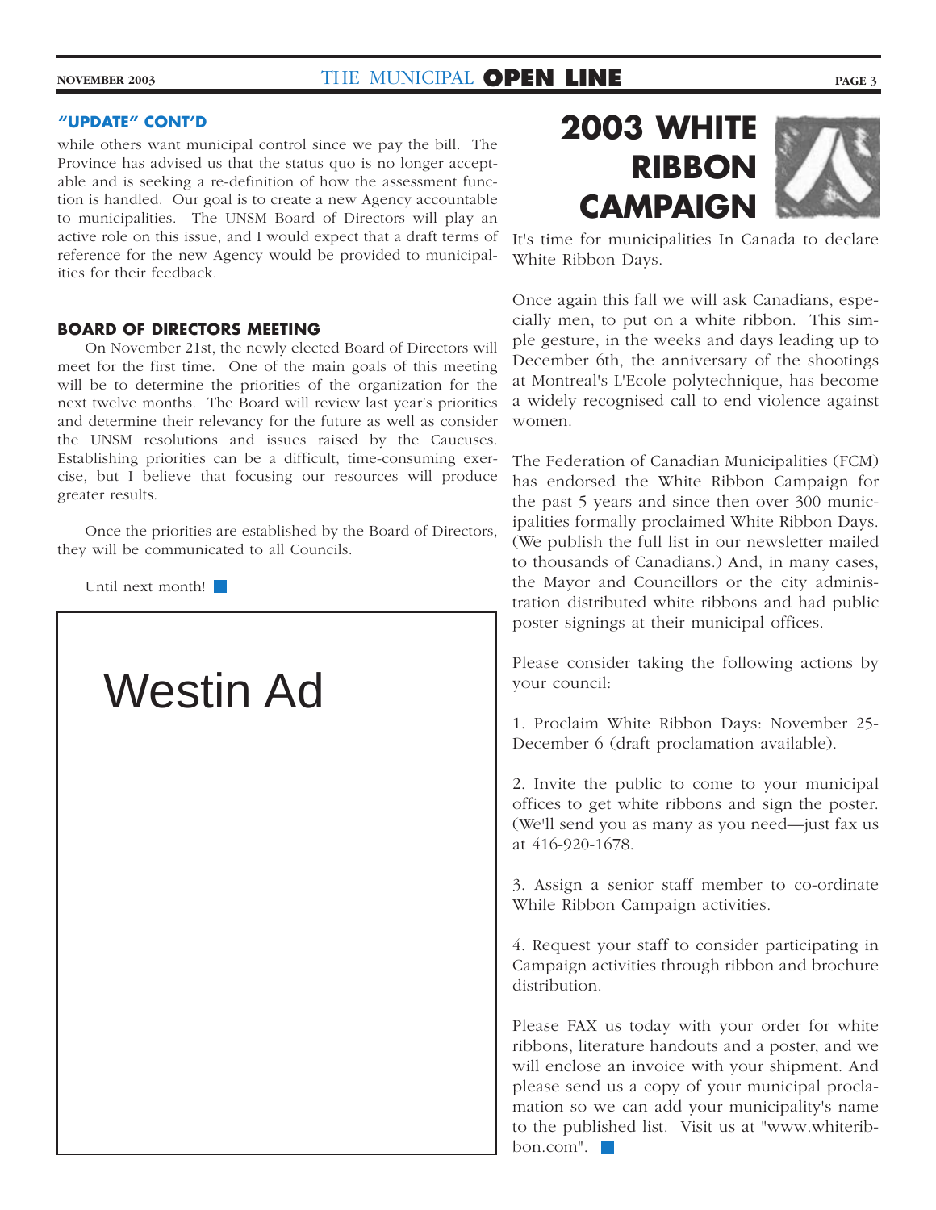### "UPDATE" CONT'D

while others want municipal control since we pay the bill. The Province has advised us that the status quo is no longer acceptable and is seeking a re-definition of how the assessment function is handled. Our goal is to create a new Agency accountable to municipalities. The UNSM Board of Directors will play an active role on this issue, and I would expect that a draft terms of reference for the new Agency would be provided to municipalities for their feedback.

### BOARD OF DIRECTORS MEETING

On November 21st, the newly elected Board of Directors will meet for the first time. One of the main goals of this meeting will be to determine the priorities of the organization for the next twelve months. The Board will review last year's priorities and determine their relevancy for the future as well as consider the UNSM resolutions and issues raised by the Caucuses. Establishing priorities can be a difficult, time-consuming exercise, but I believe that focusing our resources will produce greater results.

Once the priorities are established by the Board of Directors, they will be communicated to all Councils.

Until next month!

Westin Ad

# 2003 WHITE RIBBON CAMPAIGN

It's time for municipalities In Canada to declare White Ribbon Days.

Once again this fall we will ask Canadians, especially men, to put on a white ribbon. This simple gesture, in the weeks and days leading up to December 6th, the anniversary of the shootings at Montreal's L'Ecole polytechnique, has become a widely recognised call to end violence against women.

The Federation of Canadian Municipalities (FCM) has endorsed the White Ribbon Campaign for the past 5 years and since then over 300 municipalities formally proclaimed White Ribbon Days. (We publish the full list in our newsletter mailed to thousands of Canadians.) And, in many cases, the Mayor and Councillors or the city administration distributed white ribbons and had public poster signings at their municipal offices.

Please consider taking the following actions by your council:

1. Proclaim White Ribbon Days: November 25-December 6 (draft proclamation available).

2. Invite the public to come to your municipal offices to get white ribbons and sign the poster. (We'll send you as many as you need—just fax us at 416-920-1678.

3. Assign a senior staff member to co-ordinate While Ribbon Campaign activities.

4. Request your staff to consider participating in Campaign activities through ribbon and brochure distribution.

Please FAX us today with your order for white ribbons, literature handouts and a poster, and we will enclose an invoice with your shipment. And please send us a copy of your municipal proclamation so we can add your municipality's name to the published list. Visit us at "www.whiteribbon.com".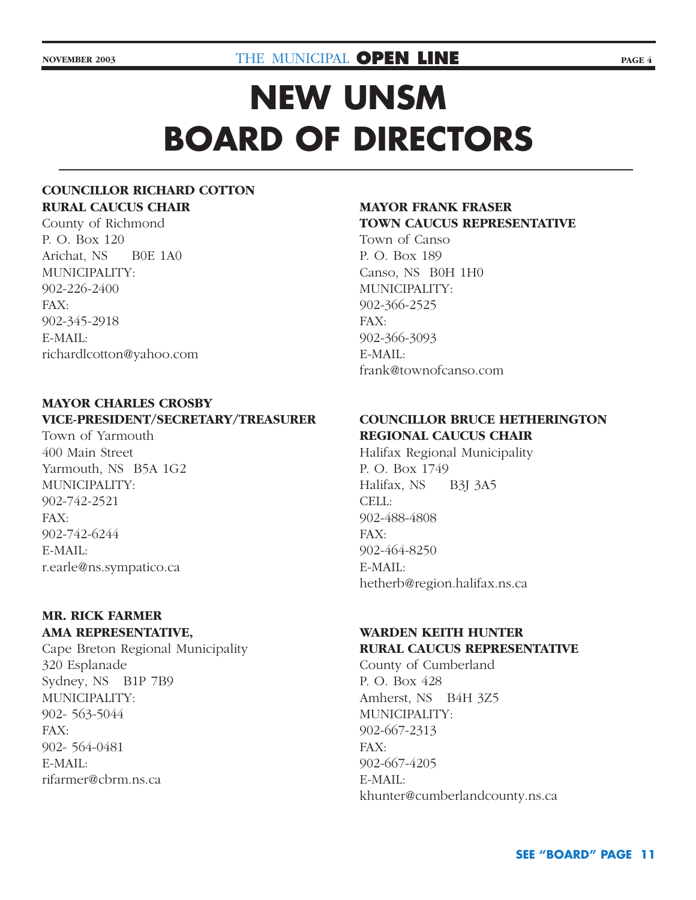# NEW UNSM BOARD OF DIRECTORS

**COUNCILLOR RICHARD COTTON**
**RURAL CAUCUS CHAIR**
County of Richmond
P. O. Box 120
Arichat, NS B0E 1A0
MUNICIPALITY:
902-226-2400
FAX:
902-345-2918
E-MAIL:
richardlcotton@yahoo.com

**MAYOR CHARLES CROSBY**
**VICE-PRESIDENT/SECRETARY/TREASURER**
Town of Yarmouth
400 Main Street
Yarmouth, NS B5A 1G2
MUNICIPALITY:
902-742-2521
FAX:
902-742-6244
E-MAIL:
r.earle@ns.sympatico.ca

**MR. RICK FARMER**
**AMA REPRESENTATIVE,**
Cape Breton Regional Municipality
320 Esplanade
Sydney, NS B1P 7B9
MUNICIPALITY:
902- 563-5044
FAX:
902- 564-0481
E-MAIL:
rifarmer@cbrm.ns.ca

**MAYOR FRANK FRASER**
**TOWN CAUCUS REPRESENTATIVE**
Town of Canso
P. O. Box 189
Canso, NS B0H 1H0
MUNICIPALITY:
902-366-2525
FAX:
902-366-3093
E-MAIL:
frank@townofcanso.com

**COUNCILLOR BRUCE HETHERINGTON**
**REGIONAL CAUCUS CHAIR**
Halifax Regional Municipality
P. O. Box 1749
Halifax, NS B3J 3A5
CELL:
902-488-4808
FAX:
902-464-8250
E-MAIL:
hetherb@region.halifax.ns.ca

**WARDEN KEITH HUNTER**
**RURAL CAUCUS REPRESENTATIVE**
County of Cumberland
P. O. Box 428
Amherst, NS B4H 3Z5
MUNICIPALITY:
902-667-2313
FAX:
902-667-4205
E-MAIL:
khunter@cumberlandcounty.ns.ca

**SEE "BOARD" PAGE 11**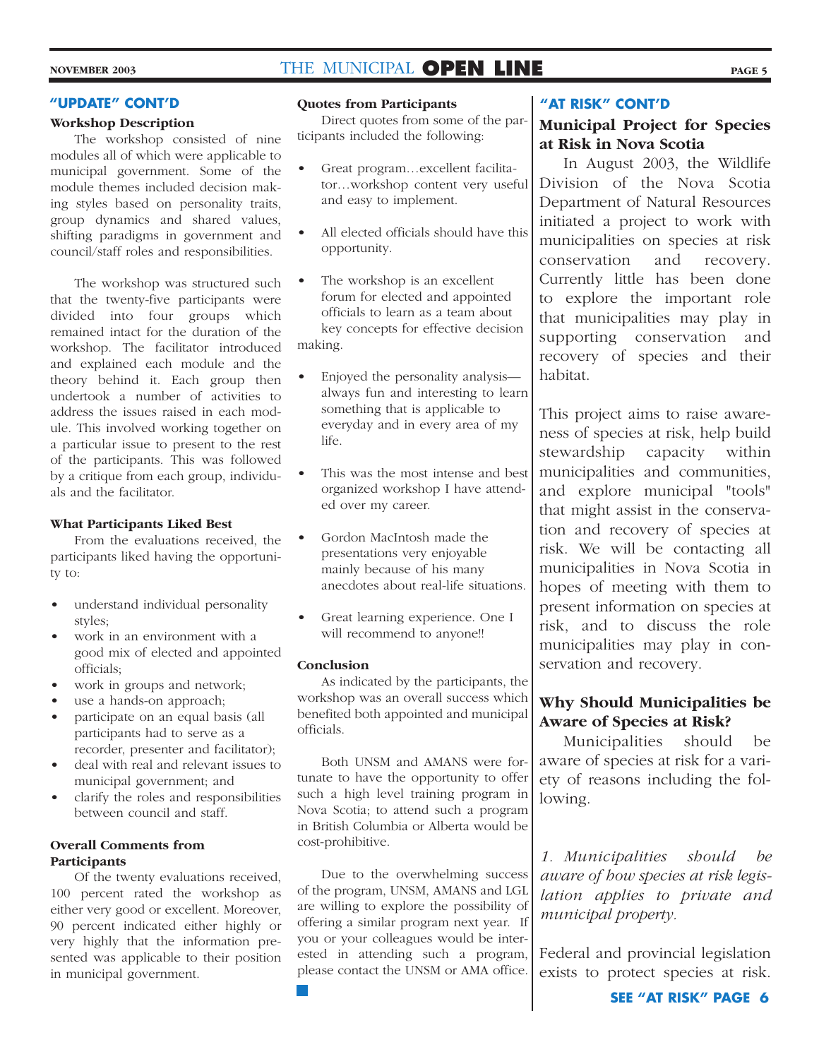## "UPDATE" CONT'D

### Workshop Description

The workshop consisted of nine modules all of which were applicable to municipal government. Some of the module themes included decision making styles based on personality traits, group dynamics and shared values, shifting paradigms in government and council/staff roles and responsibilities.

The workshop was structured such that the twenty-five participants were divided into four groups which remained intact for the duration of the workshop. The facilitator introduced and explained each module and the theory behind it. Each group then undertook a number of activities to address the issues raised in each module. This involved working together on a particular issue to present to the rest of the participants. This was followed by a critique from each group, individuals and the facilitator.

### What Participants Liked Best

From the evaluations received, the participants liked having the opportunity to:

- understand individual personality styles;
- work in an environment with a good mix of elected and appointed officials;
- work in groups and network;
- use a hands-on approach;
- participate on an equal basis (all participants had to serve as a recorder, presenter and facilitator);
- deal with real and relevant issues to municipal government; and
- clarify the roles and responsibilities between council and staff.

### Overall Comments from Participants

Of the twenty evaluations received, 100 percent rated the workshop as either very good or excellent. Moreover, 90 percent indicated either highly or very highly that the information presented was applicable to their position in municipal government.

### Quotes from Participants

Direct quotes from some of the participants included the following:

- Great program…excellent facilitator…workshop content very useful and easy to implement.
- All elected officials should have this opportunity.
- The workshop is an excellent forum for elected and appointed officials to learn as a team about key concepts for effective decision making.
- Enjoyed the personality analysis—always fun and interesting to learn something that is applicable to everyday and in every area of my life.
- This was the most intense and best organized workshop I have attended over my career.
- Gordon MacIntosh made the presentations very enjoyable mainly because of his many anecdotes about real-life situations.
- Great learning experience. One I will recommend to anyone!!

### Conclusion

As indicated by the participants, the workshop was an overall success which benefited both appointed and municipal officials.

Both UNSM and AMANS were fortunate to have the opportunity to offer such a high level training program in Nova Scotia; to attend such a program in British Columbia or Alberta would be cost-prohibitive.

Due to the overwhelming success of the program, UNSM, AMANS and LGL are willing to explore the possibility of offering a similar program next year. If you or your colleagues would be interested in attending such a program, please contact the UNSM or AMA office.

## "AT RISK" CONT'D

### Municipal Project for Species at Risk in Nova Scotia

In August 2003, the Wildlife Division of the Nova Scotia Department of Natural Resources initiated a project to work with municipalities on species at risk conservation and recovery. Currently little has been done to explore the important role that municipalities may play in supporting conservation and recovery of species and their habitat.

This project aims to raise awareness of species at risk, help build stewardship capacity within municipalities and communities, and explore municipal "tools" that might assist in the conservation and recovery of species at risk. We will be contacting all municipalities in Nova Scotia in hopes of meeting with them to present information on species at risk, and to discuss the role municipalities may play in conservation and recovery.

### Why Should Municipalities be Aware of Species at Risk?

Municipalities should be aware of species at risk for a variety of reasons including the following.

*1. Municipalities should be aware of how species at risk legislation applies to private and municipal property.*

Federal and provincial legislation exists to protect species at risk.

SEE "AT RISK" PAGE 6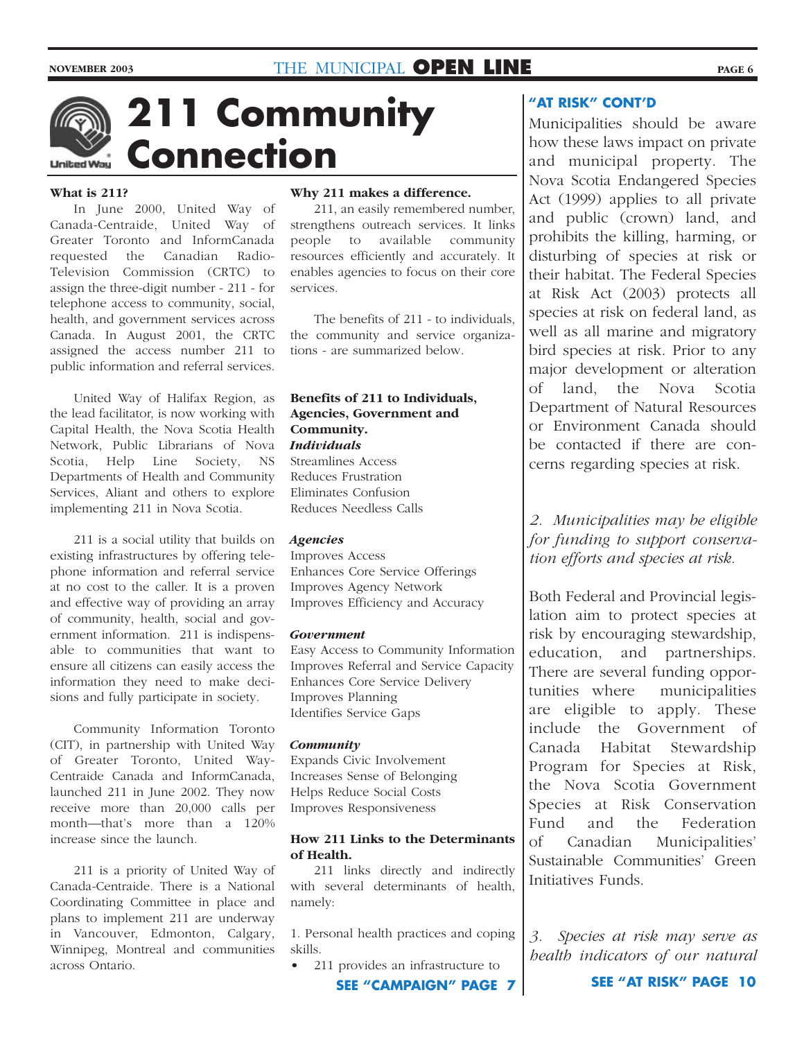# 211 Community Connection

**What is 211?**

In June 2000, United Way of Canada-Centraide, United Way of Greater Toronto and InformCanada requested the Canadian Radio-Television Commission (CRTC) to assign the three-digit number - 211 - for telephone access to community, social, health, and government services across Canada. In August 2001, the CRTC assigned the access number 211 to public information and referral services.

United Way of Halifax Region, as the lead facilitator, is now working with Capital Health, the Nova Scotia Health Network, Public Librarians of Nova Scotia, Help Line Society, NS Departments of Health and Community Services, Aliant and others to explore implementing 211 in Nova Scotia.

211 is a social utility that builds on existing infrastructures by offering telephone information and referral service at no cost to the caller. It is a proven and effective way of providing an array of community, health, social and government information. 211 is indispensable to communities that want to ensure all citizens can easily access the information they need to make decisions and fully participate in society.

Community Information Toronto (CIT), in partnership with United Way of Greater Toronto, United Way-Centraide Canada and InformCanada, launched 211 in June 2002. They now receive more than 20,000 calls per month—that's more than a 120% increase since the launch.

211 is a priority of United Way of Canada-Centraide. There is a National Coordinating Committee in place and plans to implement 211 are underway in Vancouver, Edmonton, Calgary, Winnipeg, Montreal and communities across Ontario.

**Why 211 makes a difference.**

211, an easily remembered number, strengthens outreach services. It links people to available community resources efficiently and accurately. It enables agencies to focus on their core services.

The benefits of 211 - to individuals, the community and service organizations - are summarized below.

**Benefits of 211 to Individuals, Agencies, Government and Community.**

***Individuals***

Streamlines Access
Reduces Frustration
Eliminates Confusion
Reduces Needless Calls

***Agencies***

Improves Access
Enhances Core Service Offerings
Improves Agency Network
Improves Efficiency and Accuracy

***Government***

Easy Access to Community Information
Improves Referral and Service Capacity
Enhances Core Service Delivery
Improves Planning
Identifies Service Gaps

***Community***

Expands Civic Involvement
Increases Sense of Belonging
Helps Reduce Social Costs
Improves Responsiveness

**How 211 Links to the Determinants of Health.**

211 links directly and indirectly with several determinants of health, namely:

1. Personal health practices and coping skills.

- 211 provides an infrastructure to

**SEE "CAMPAIGN" PAGE 7**

**"AT RISK" CONT'D**

Municipalities should be aware how these laws impact on private and municipal property. The Nova Scotia Endangered Species Act (1999) applies to all private and public (crown) land, and prohibits the killing, harming, or disturbing of species at risk or their habitat. The Federal Species at Risk Act (2003) protects all species at risk on federal land, as well as all marine and migratory bird species at risk. Prior to any major development or alteration of land, the Nova Scotia Department of Natural Resources or Environment Canada should be contacted if there are concerns regarding species at risk.

*2. Municipalities may be eligible for funding to support conservation efforts and species at risk.*

Both Federal and Provincial legislation aim to protect species at risk by encouraging stewardship, education, and partnerships. There are several funding opportunities where municipalities are eligible to apply. These include the Government of Canada Habitat Stewardship Program for Species at Risk, the Nova Scotia Government Species at Risk Conservation Fund and the Federation of Canadian Municipalities' Sustainable Communities' Green Initiatives Funds.

*3. Species at risk may serve as health indicators of our natural*

**SEE "AT RISK" PAGE 10**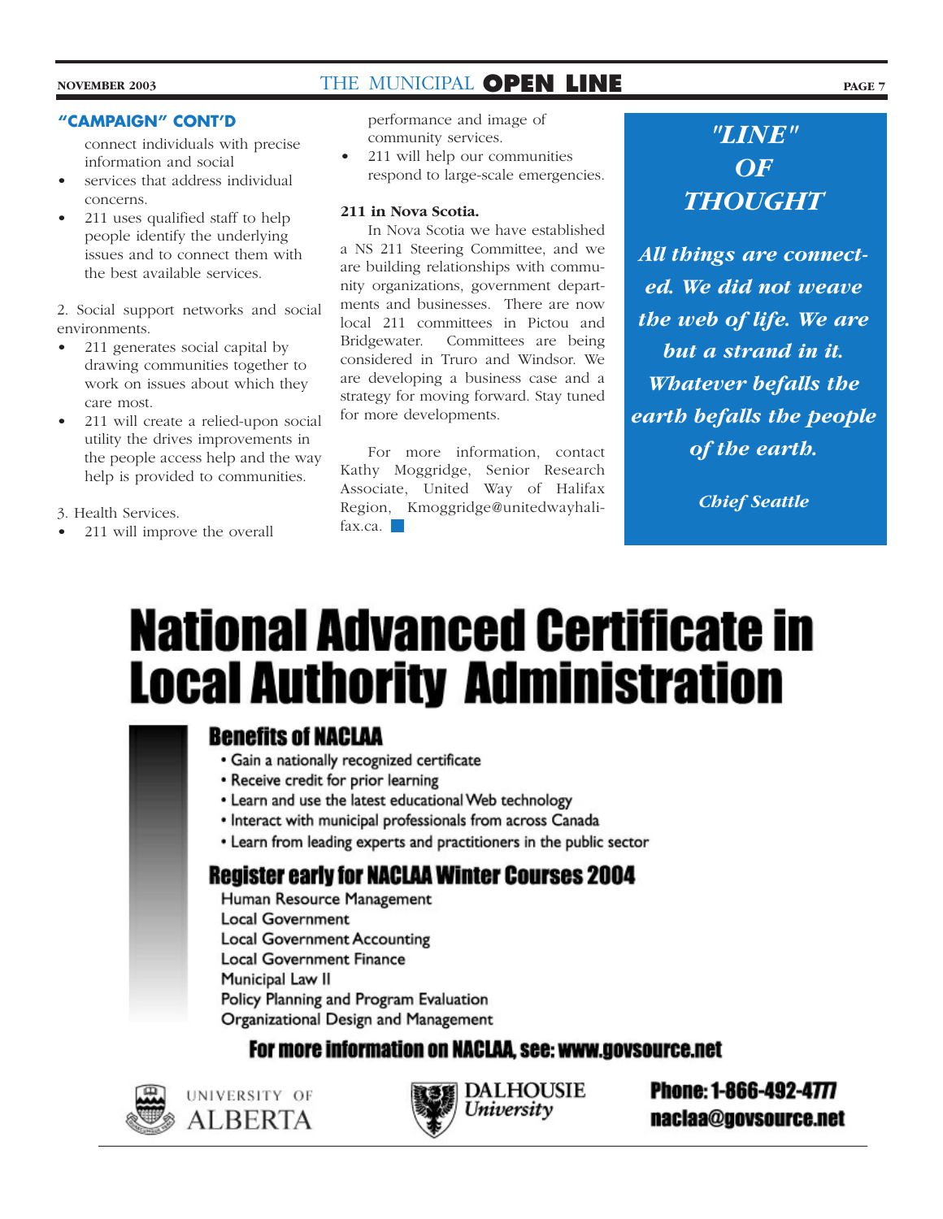### "CAMPAIGN" CONT'D

connect individuals with precise information and social

- services that address individual concerns.
- 211 uses qualified staff to help people identify the underlying issues and to connect them with the best available services.

2. Social support networks and social environments.

- 211 generates social capital by drawing communities together to work on issues about which they care most.
- 211 will create a relied-upon social utility the drives improvements in the people access help and the way help is provided to communities.

3. Health Services.

- 211 will improve the overall performance and image of community services.
- 211 will help our communities respond to large-scale emergencies.

**211 in Nova Scotia.**

In Nova Scotia we have established a NS 211 Steering Committee, and we are building relationships with community organizations, government departments and businesses. There are now local 211 committees in Pictou and Bridgewater. Committees are being considered in Truro and Windsor. We are developing a business case and a strategy for moving forward. Stay tuned for more developments.

For more information, contact Kathy Moggridge, Senior Research Associate, United Way of Halifax Region, Kmoggridge@unitedwayhalifax.ca.

### *"LINE" OF THOUGHT*

***All things are connected. We did not weave the web of life. We are but a strand in it. Whatever befalls the earth befalls the people of the earth.***

***Chief Seattle***

# National Advanced Certificate in Local Authority Administration

## Benefits of NACLAA

- Gain a nationally recognized certificate
- Receive credit for prior learning
- Learn and use the latest educational Web technology
- Interact with municipal professionals from across Canada
- Learn from leading experts and practitioners in the public sector

## Register early for NACLAA Winter Courses 2004

Human Resource Management
Local Government
Local Government Accounting
Local Government Finance
Municipal Law II
Policy Planning and Program Evaluation
Organizational Design and Management

**For more information on NACLAA, see: www.govsource.net**

University of Alberta

Dalhousie University

**Phone: 1-866-492-4777**
**naclaa@govsource.net**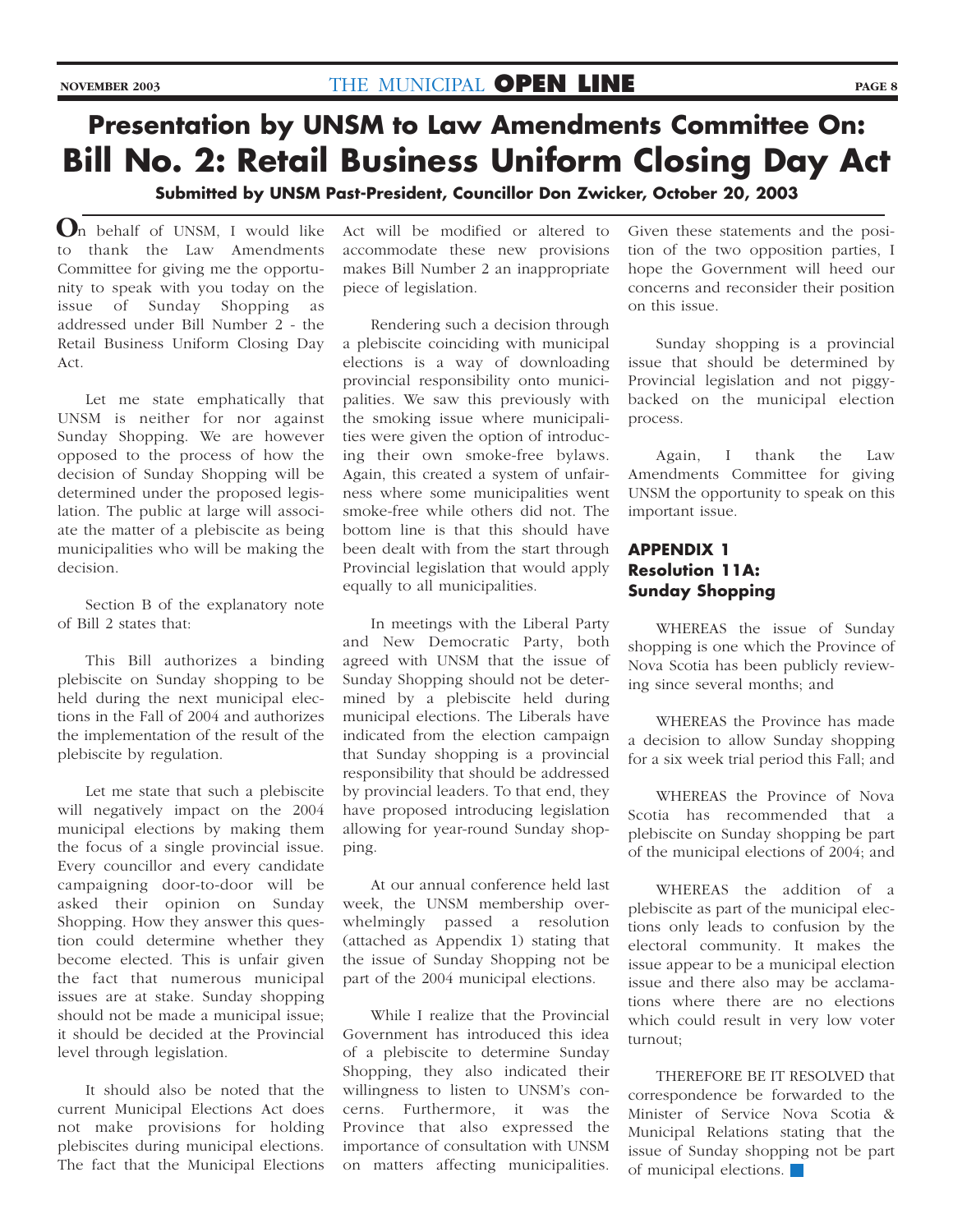# Presentation by UNSM to Law Amendments Committee On:

# Bill No. 2: Retail Business Uniform Closing Day Act

**Submitted by UNSM Past-President, Councillor Don Zwicker, October 20, 2003**

On behalf of UNSM, I would like to thank the Law Amendments Committee for giving me the opportunity to speak with you today on the issue of Sunday Shopping as addressed under Bill Number 2 - the Retail Business Uniform Closing Day Act.

Let me state emphatically that UNSM is neither for nor against Sunday Shopping. We are however opposed to the process of how the decision of Sunday Shopping will be determined under the proposed legislation. The public at large will associate the matter of a plebiscite as being municipalities who will be making the decision.

Section B of the explanatory note of Bill 2 states that:

This Bill authorizes a binding plebiscite on Sunday shopping to be held during the next municipal elections in the Fall of 2004 and authorizes the implementation of the result of the plebiscite by regulation.

Let me state that such a plebiscite will negatively impact on the 2004 municipal elections by making them the focus of a single provincial issue. Every councillor and every candidate campaigning door-to-door will be asked their opinion on Sunday Shopping. How they answer this question could determine whether they become elected. This is unfair given the fact that numerous municipal issues are at stake. Sunday shopping should not be made a municipal issue; it should be decided at the Provincial level through legislation.

It should also be noted that the current Municipal Elections Act does not make provisions for holding plebiscites during municipal elections. The fact that the Municipal Elections Act will be modified or altered to accommodate these new provisions makes Bill Number 2 an inappropriate piece of legislation.

Rendering such a decision through a plebiscite coinciding with municipal elections is a way of downloading provincial responsibility onto municipalities. We saw this previously with the smoking issue where municipalities were given the option of introducing their own smoke-free bylaws. Again, this created a system of unfairness where some municipalities went smoke-free while others did not. The bottom line is that this should have been dealt with from the start through Provincial legislation that would apply equally to all municipalities.

In meetings with the Liberal Party and New Democratic Party, both agreed with UNSM that the issue of Sunday Shopping should not be determined by a plebiscite held during municipal elections. The Liberals have indicated from the election campaign that Sunday shopping is a provincial responsibility that should be addressed by provincial leaders. To that end, they have proposed introducing legislation allowing for year-round Sunday shopping.

At our annual conference held last week, the UNSM membership overwhelmingly passed a resolution (attached as Appendix 1) stating that the issue of Sunday Shopping not be part of the 2004 municipal elections.

While I realize that the Provincial Government has introduced this idea of a plebiscite to determine Sunday Shopping, they also indicated their willingness to listen to UNSM's concerns. Furthermore, it was the Province that also expressed the importance of consultation with UNSM on matters affecting municipalities. Given these statements and the position of the two opposition parties, I hope the Government will heed our concerns and reconsider their position on this issue.

Sunday shopping is a provincial issue that should be determined by Provincial legislation and not piggy-backed on the municipal election process.

Again, I thank the Law Amendments Committee for giving UNSM the opportunity to speak on this important issue.

### APPENDIX 1
### Resolution 11A: Sunday Shopping

WHEREAS the issue of Sunday shopping is one which the Province of Nova Scotia has been publicly reviewing since several months; and

WHEREAS the Province has made a decision to allow Sunday shopping for a six week trial period this Fall; and

WHEREAS the Province of Nova Scotia has recommended that a plebiscite on Sunday shopping be part of the municipal elections of 2004; and

WHEREAS the addition of a plebiscite as part of the municipal elections only leads to confusion by the electoral community. It makes the issue appear to be a municipal election issue and there also may be acclamations where there are no elections which could result in very low voter turnout;

THEREFORE BE IT RESOLVED that correspondence be forwarded to the Minister of Service Nova Scotia & Municipal Relations stating that the issue of Sunday shopping not be part of municipal elections.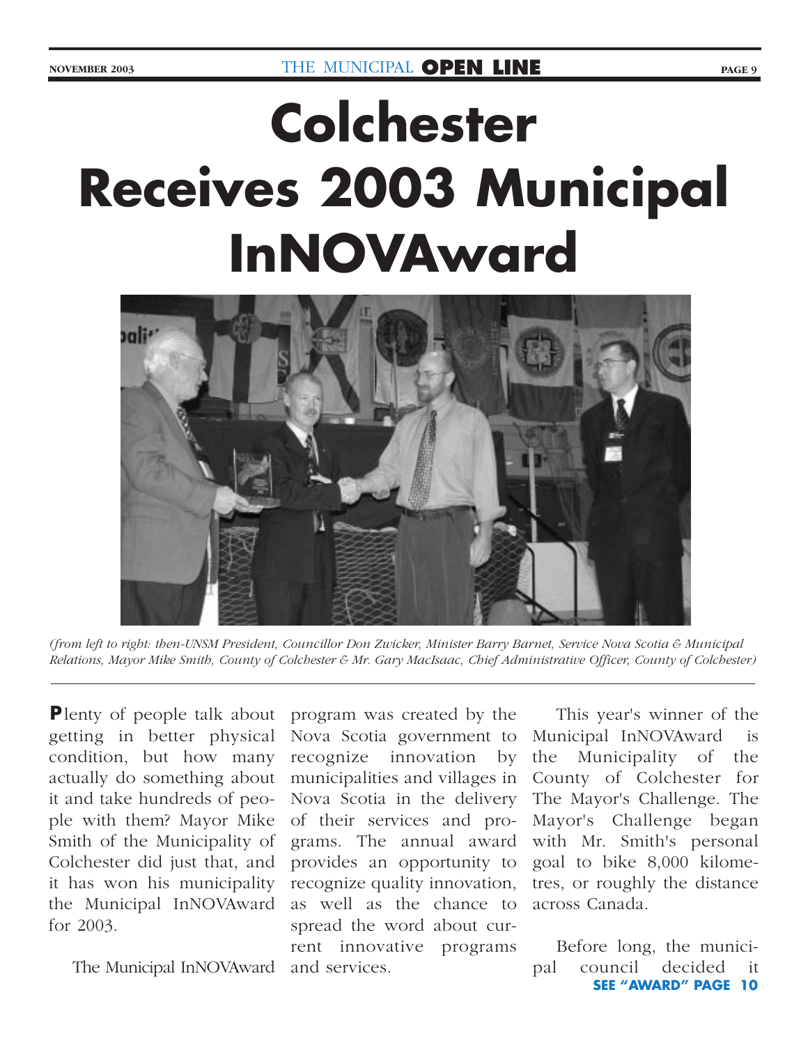# Colchester Receives 2003 Municipal InNOVAward

*(from left to right: then-UNSM President, Councillor Don Zwicker, Minister Barry Barnet, Service Nova Scotia & Municipal Relations, Mayor Mike Smith, County of Colchester & Mr. Gary MacIsaac, Chief Administrative Officer, County of Colchester)*

**P**lenty of people talk about getting in better physical condition, but how many actually do something about it and take hundreds of people with them? Mayor Mike Smith of the Municipality of Colchester did just that, and it has won his municipality the Municipal InNOVAward for 2003.

The Municipal InNOVAward program was created by the Nova Scotia government to recognize innovation by municipalities and villages in Nova Scotia in the delivery of their services and programs. The annual award provides an opportunity to recognize quality innovation, as well as the chance to spread the word about current innovative programs and services.

This year's winner of the Municipal InNOVAward is the Municipality of the County of Colchester for The Mayor's Challenge. The Mayor's Challenge began with Mr. Smith's personal goal to bike 8,000 kilometres, or roughly the distance across Canada.

Before long, the municipal council decided it

**SEE "AWARD" PAGE 10**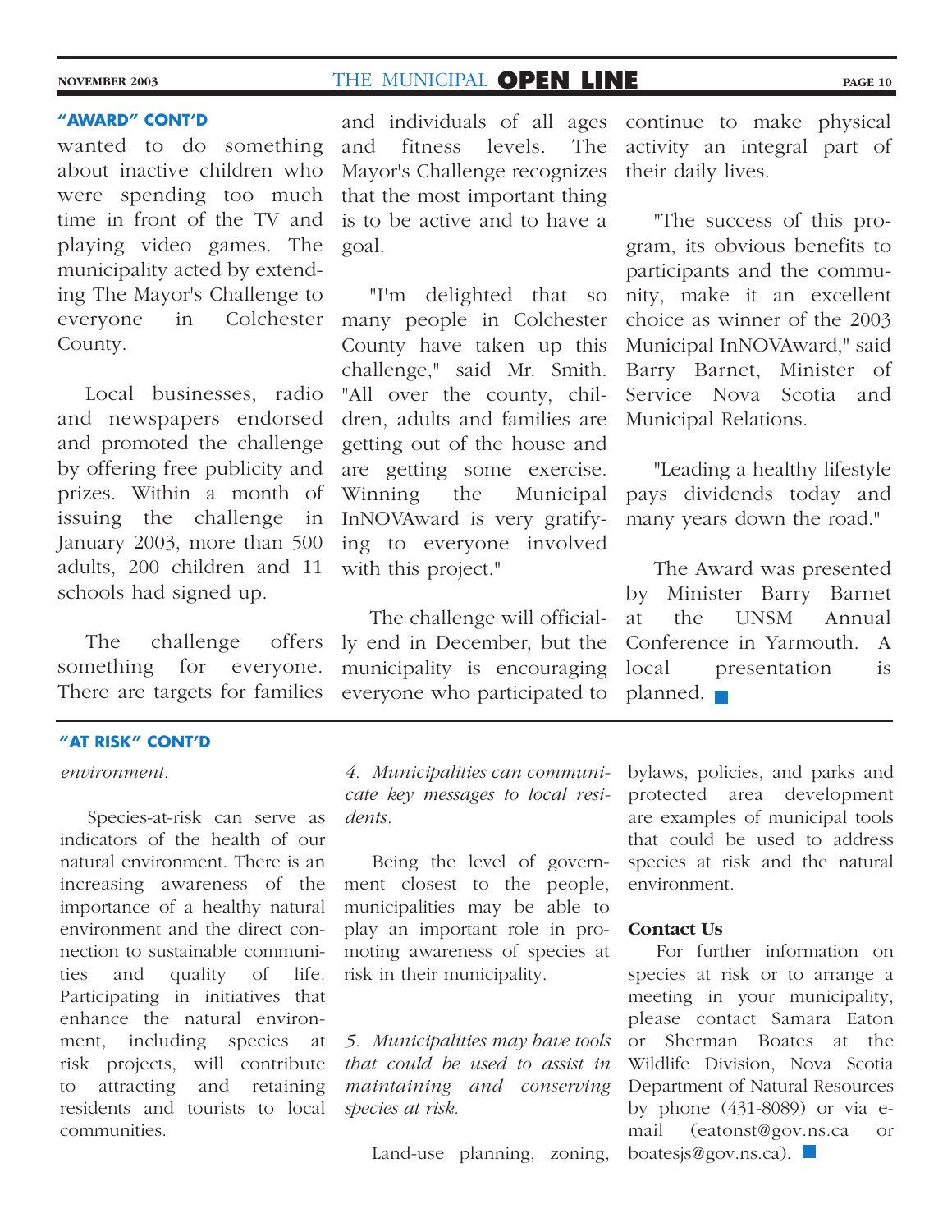### "AWARD" CONT'D

wanted to do something about inactive children who were spending too much time in front of the TV and playing video games. The municipality acted by extending The Mayor's Challenge to everyone in Colchester County.

Local businesses, radio and newspapers endorsed and promoted the challenge by offering free publicity and prizes. Within a month of issuing the challenge in January 2003, more than 500 adults, 200 children and 11 schools had signed up.

The challenge offers something for everyone. There are targets for families and individuals of all ages and fitness levels. The Mayor's Challenge recognizes that the most important thing is to be active and to have a goal.

"I'm delighted that so many people in Colchester County have taken up this challenge," said Mr. Smith. "All over the county, children, adults and families are getting out of the house and are getting some exercise. Winning the Municipal InNOVAward is very gratifying to everyone involved with this project."

The challenge will officially end in December, but the municipality is encouraging everyone who participated to continue to make physical activity an integral part of their daily lives.

"The success of this program, its obvious benefits to participants and the community, make it an excellent choice as winner of the 2003 Municipal InNOVAward," said Barry Barnet, Minister of Service Nova Scotia and Municipal Relations.

"Leading a healthy lifestyle pays dividends today and many years down the road."

The Award was presented by Minister Barry Barnet at the UNSM Annual Conference in Yarmouth. A local presentation is planned.

### "AT RISK" CONT'D

*environment.*

Species-at-risk can serve as indicators of the health of our natural environment. There is an increasing awareness of the importance of a healthy natural environment and the direct connection to sustainable communities and quality of life. Participating in initiatives that enhance the natural environment, including species at risk projects, will contribute to attracting and retaining residents and tourists to local communities.

*4. Municipalities can communicate key messages to local residents.*

Being the level of government closest to the people, municipalities may be able to play an important role in promoting awareness of species at risk in their municipality.

*5. Municipalities may have tools that could be used to assist in maintaining and conserving species at risk.*

Land-use planning, zoning, bylaws, policies, and parks and protected area development are examples of municipal tools that could be used to address species at risk and the natural environment.

**Contact Us**

For further information on species at risk or to arrange a meeting in your municipality, please contact Samara Eaton or Sherman Boates at the Wildlife Division, Nova Scotia Department of Natural Resources by phone (431-8089) or via e-mail (eatonst@gov.ns.ca or boatesjs@gov.ns.ca).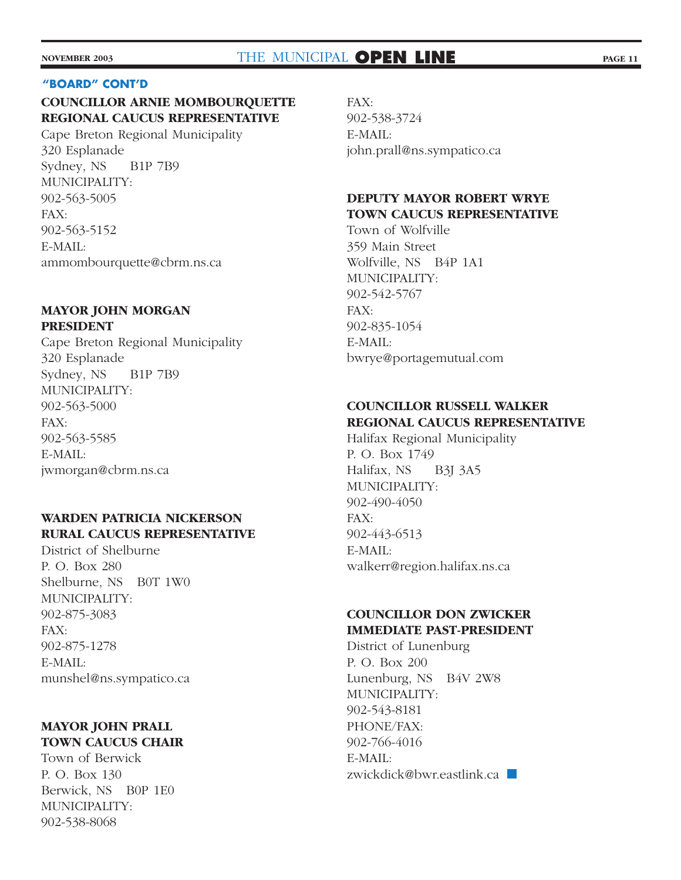**"BOARD" CONT'D**

**COUNCILLOR ARNIE MOMBOURQUETTE**
**REGIONAL CAUCUS REPRESENTATIVE**
Cape Breton Regional Municipality
320 Esplanade
Sydney, NS B1P 7B9
MUNICIPALITY:
902-563-5005
FAX:
902-563-5152
E-MAIL:
ammombourquette@cbrm.ns.ca

**MAYOR JOHN MORGAN**
**PRESIDENT**
Cape Breton Regional Municipality
320 Esplanade
Sydney, NS B1P 7B9
MUNICIPALITY:
902-563-5000
FAX:
902-563-5585
E-MAIL:
jwmorgan@cbrm.ns.ca

**WARDEN PATRICIA NICKERSON**
**RURAL CAUCUS REPRESENTATIVE**
District of Shelburne
P. O. Box 280
Shelburne, NS B0T 1W0
MUNICIPALITY:
902-875-3083
FAX:
902-875-1278
E-MAIL:
munshel@ns.sympatico.ca

**MAYOR JOHN PRALL**
**TOWN CAUCUS CHAIR**
Town of Berwick
P. O. Box 130
Berwick, NS B0P 1E0
MUNICIPALITY:
902-538-8068
FAX:
902-538-3724
E-MAIL:
john.prall@ns.sympatico.ca

**DEPUTY MAYOR ROBERT WRYE**
**TOWN CAUCUS REPRESENTATIVE**
Town of Wolfville
359 Main Street
Wolfville, NS B4P 1A1
MUNICIPALITY:
902-542-5767
FAX:
902-835-1054
E-MAIL:
bwrye@portagemutual.com

**COUNCILLOR RUSSELL WALKER**
**REGIONAL CAUCUS REPRESENTATIVE**
Halifax Regional Municipality
P. O. Box 1749
Halifax, NS B3J 3A5
MUNICIPALITY:
902-490-4050
FAX:
902-443-6513
E-MAIL:
walkerr@region.halifax.ns.ca

**COUNCILLOR DON ZWICKER**
**IMMEDIATE PAST-PRESIDENT**
District of Lunenburg
P. O. Box 200
Lunenburg, NS B4V 2W8
MUNICIPALITY:
902-543-8181
PHONE/FAX:
902-766-4016
E-MAIL:
zwickdick@bwr.eastlink.ca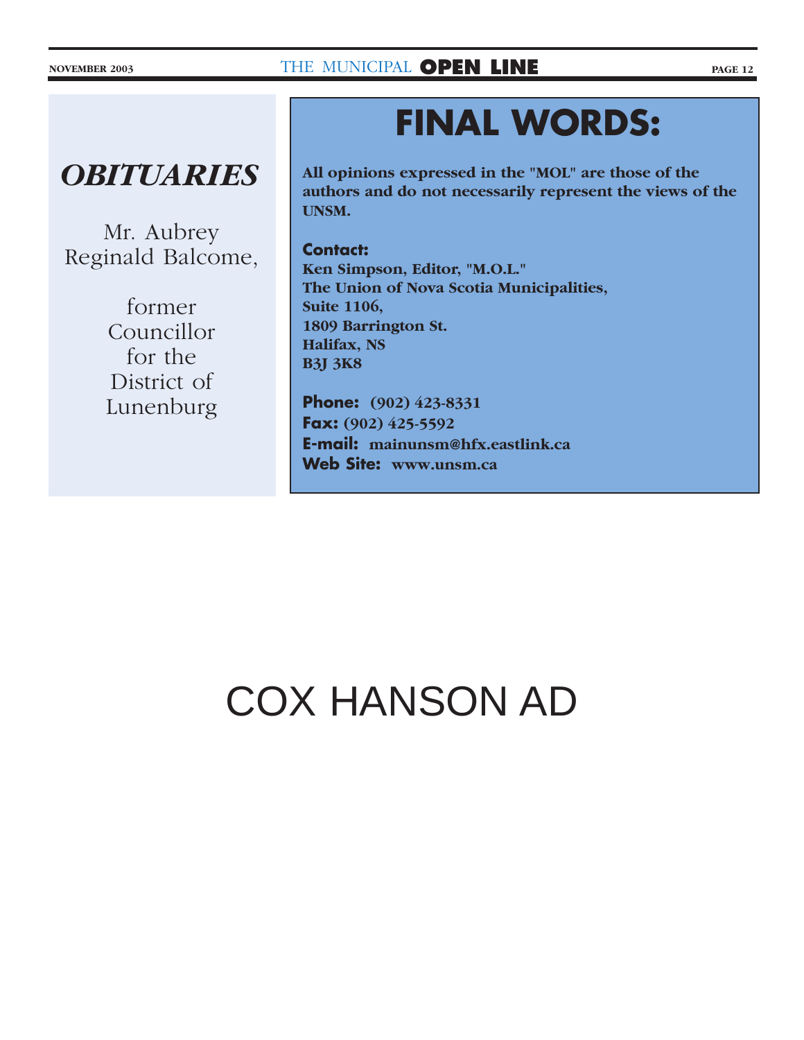## *OBITUARIES*

Mr. Aubrey Reginald Balcome,

former Councillor for the District of Lunenburg

# FINAL WORDS:

**All opinions expressed in the "MOL" are those of the authors and do not necessarily represent the views of the UNSM.**

**Contact:**
**Ken Simpson, Editor, "M.O.L."**
**The Union of Nova Scotia Municipalities,**
**Suite 1106,**
**1809 Barrington St.**
**Halifax, NS**
**B3J 3K8**

**Phone:** **(902) 423-8331**
**Fax:** **(902) 425-5592**
**E-mail:** **mainunsm@hfx.eastlink.ca**
**Web Site:** **www.unsm.ca**

COX HANSON AD